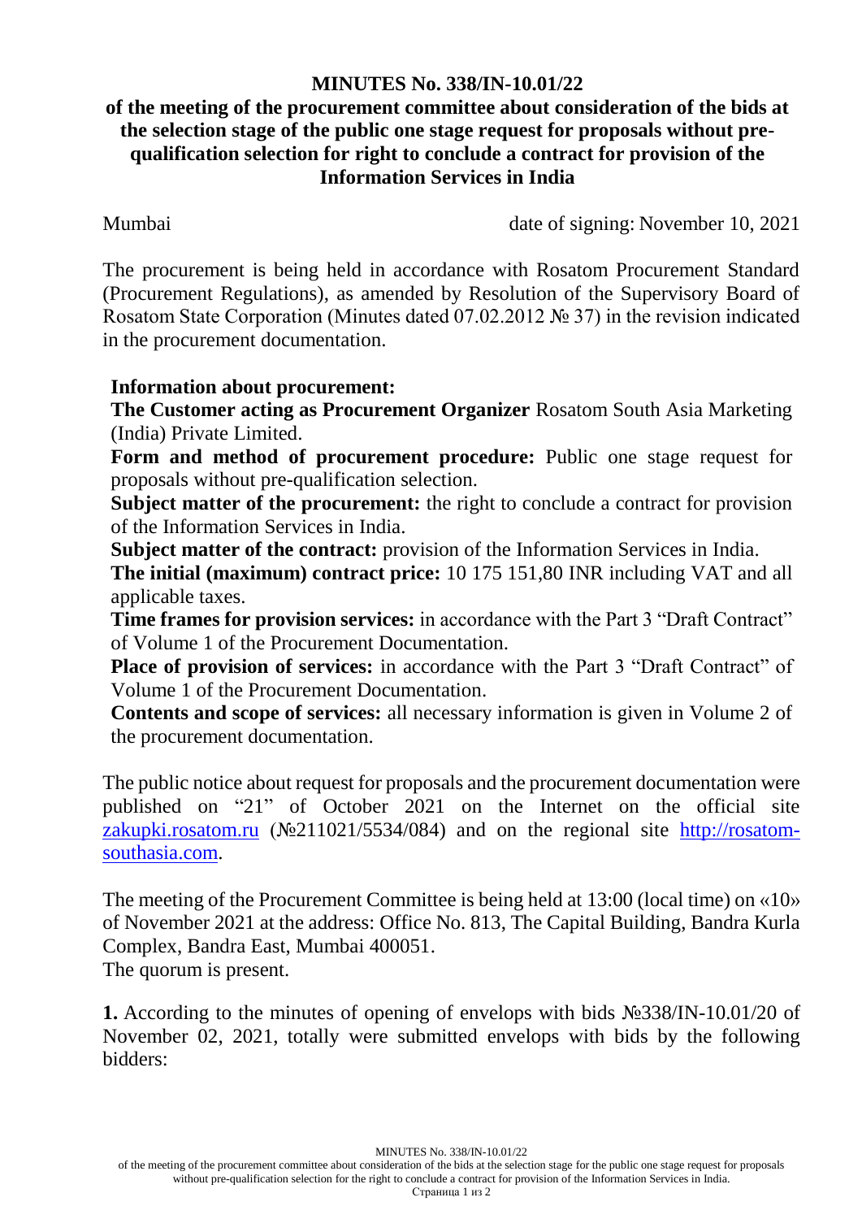# MINUTES No. 338/IN-10.01/22

## of the meeting of the procurement committee about consideration of the bids at the selection stage of the public one stage request for proposals without pre-qualification selection for right to conclude a contract for provision of the Information Services in India

Mumbai date of signing: November 10, 2021

The procurement is being held in accordance with Rosatom Procurement Standard (Procurement Regulations), as amended by Resolution of the Supervisory Board of Rosatom State Corporation (Minutes dated 07.02.2012 № 37) in the revision indicated in the procurement documentation.

**Information about procurement:**

**The Customer acting as Procurement Organizer** Rosatom South Asia Marketing (India) Private Limited.

**Form and method of procurement procedure:** Public one stage request for proposals without pre-qualification selection.

**Subject matter of the procurement:** the right to conclude a contract for provision of the Information Services in India.

**Subject matter of the contract:** provision of the Information Services in India.

**The initial (maximum) contract price:** 10 175 151,80 INR including VAT and all applicable taxes.

**Time frames for provision services:** in accordance with the Part 3 "Draft Contract" of Volume 1 of the Procurement Documentation.

**Place of provision of services:** in accordance with the Part 3 "Draft Contract" of Volume 1 of the Procurement Documentation.

**Contents and scope of services:** all necessary information is given in Volume 2 of the procurement documentation.

The public notice about request for proposals and the procurement documentation were published on "21" of October 2021 on the Internet on the official site zakupki.rosatom.ru (№211021/5534/084) and on the regional site http://rosatom-southasia.com.

The meeting of the Procurement Committee is being held at 13:00 (local time) on «10» of November 2021 at the address: Office No. 813, The Capital Building, Bandra Kurla Complex, Bandra East, Mumbai 400051.

The quorum is present.

**1.** According to the minutes of opening of envelops with bids №338/IN-10.01/20 of November 02, 2021, totally were submitted envelops with bids by the following bidders: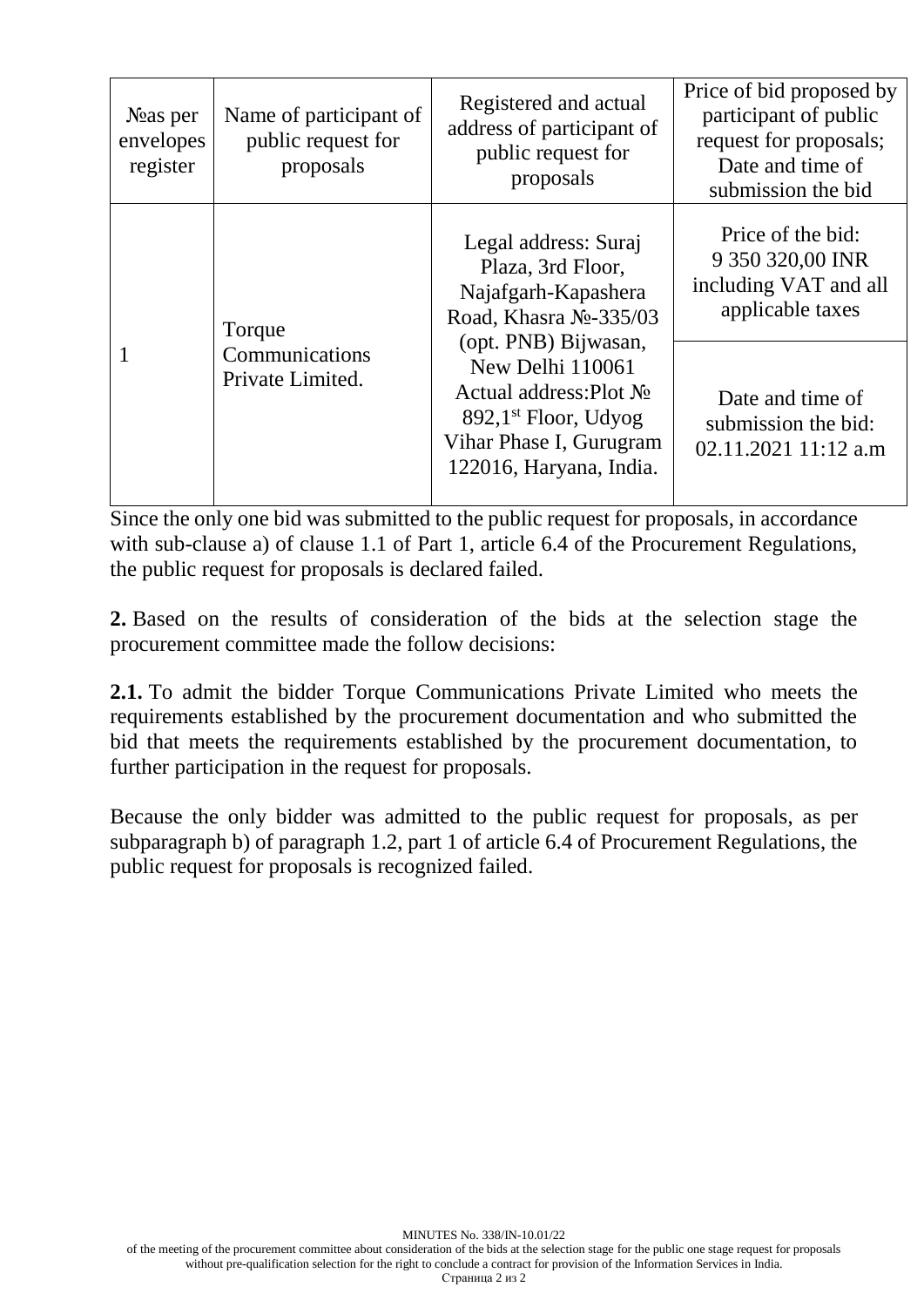| №as per envelopes register | Name of participant of public request for proposals | Registered and actual address of participant of public request for proposals | Price of bid proposed by participant of public request for proposals; Date and time of submission the bid |
|---|---|---|---|
| 1 | Torque Communications Private Limited. | Legal address: Suraj Plaza, 3rd Floor, Najafgarh-Kapashera Road, Khasra №-335/03 (opt. PNB) Bijwasan, New Delhi 110061 Actual address:Plot № 892,1st Floor, Udyog Vihar Phase I, Gurugram 122016, Haryana, India. | Price of the bid: 9 350 320,00 INR including VAT and all applicable taxes |
| | | | Date and time of submission the bid: 02.11.2021 11:12 a.m |

Since the only one bid was submitted to the public request for proposals, in accordance with sub-clause a) of clause 1.1 of Part 1, article 6.4 of the Procurement Regulations, the public request for proposals is declared failed.

**2.** Based on the results of consideration of the bids at the selection stage the procurement committee made the follow decisions:

**2.1.** To admit the bidder Torque Communications Private Limited who meets the requirements established by the procurement documentation and who submitted the bid that meets the requirements established by the procurement documentation, to further participation in the request for proposals.

Because the only bidder was admitted to the public request for proposals, as per subparagraph b) of paragraph 1.2, part 1 of article 6.4 of Procurement Regulations, the public request for proposals is recognized failed.